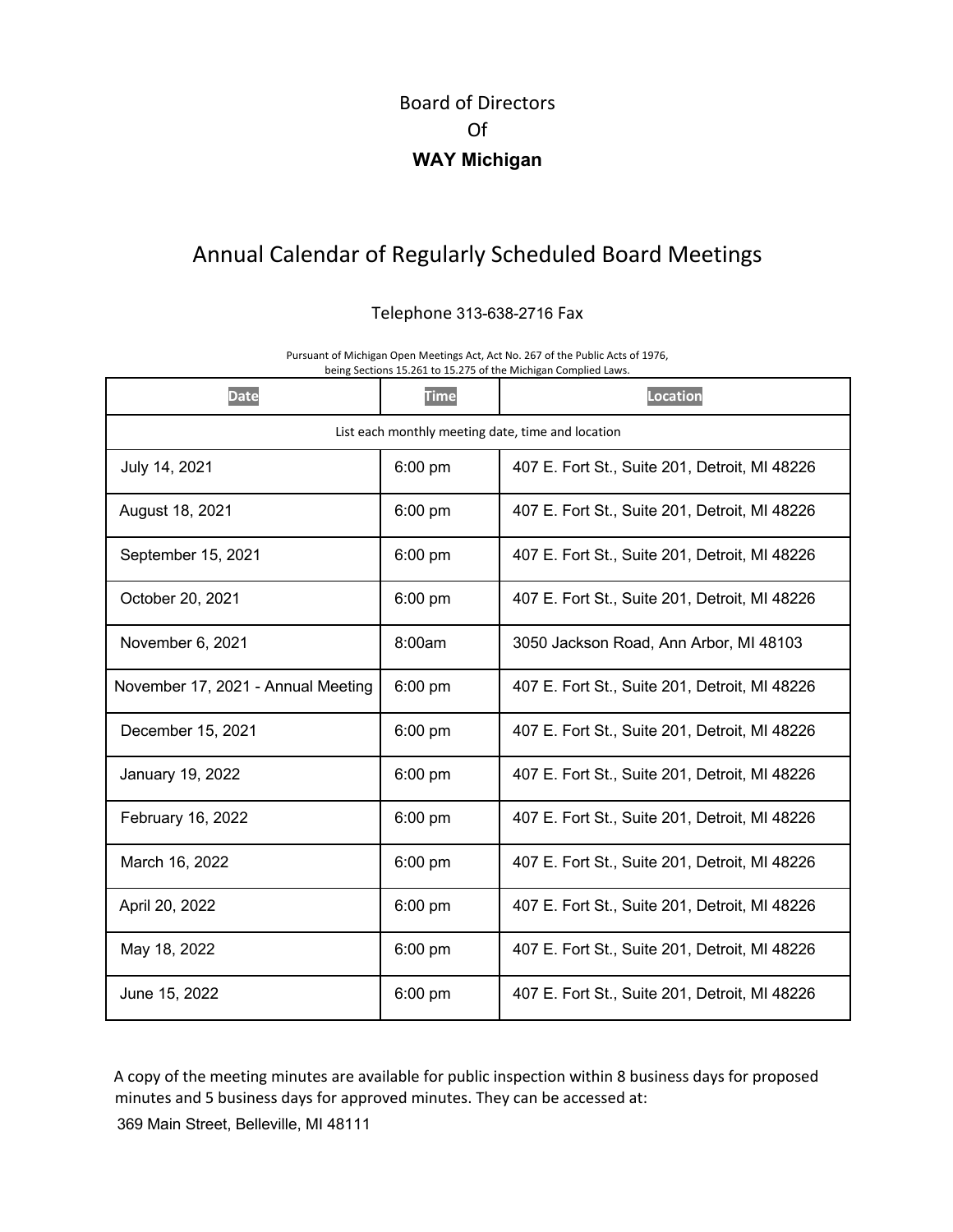Board of Directors

Of

**WAY Michigan**

# Annual Calendar of Regularly Scheduled Board Meetings

Telephone 313-638-2716 Fax

Pursuant of Michigan Open Meetings Act, Act No. 267 of the Public Acts of 1976, being Sections 15.261 to 15.275 of the Michigan Complied Laws.

| Date | Time | Location |
|---|---|---|
| List each monthly meeting date, time and location | | |
| July 14, 2021 | 6:00 pm | 407 E. Fort St., Suite 201, Detroit, MI 48226 |
| August 18, 2021 | 6:00 pm | 407 E. Fort St., Suite 201, Detroit, MI 48226 |
| September 15, 2021 | 6:00 pm | 407 E. Fort St., Suite 201, Detroit, MI 48226 |
| October 20, 2021 | 6:00 pm | 407 E. Fort St., Suite 201, Detroit, MI 48226 |
| November 6, 2021 | 8:00am | 3050 Jackson Road, Ann Arbor, MI 48103 |
| November 17, 2021 - Annual Meeting | 6:00 pm | 407 E. Fort St., Suite 201, Detroit, MI 48226 |
| December 15, 2021 | 6:00 pm | 407 E. Fort St., Suite 201, Detroit, MI 48226 |
| January 19, 2022 | 6:00 pm | 407 E. Fort St., Suite 201, Detroit, MI 48226 |
| February 16, 2022 | 6:00 pm | 407 E. Fort St., Suite 201, Detroit, MI 48226 |
| March 16, 2022 | 6:00 pm | 407 E. Fort St., Suite 201, Detroit, MI 48226 |
| April 20, 2022 | 6:00 pm | 407 E. Fort St., Suite 201, Detroit, MI 48226 |
| May 18, 2022 | 6:00 pm | 407 E. Fort St., Suite 201, Detroit, MI 48226 |
| June 15, 2022 | 6:00 pm | 407 E. Fort St., Suite 201, Detroit, MI 48226 |

A copy of the meeting minutes are available for public inspection within 8 business days for proposed minutes and 5 business days for approved minutes. They can be accessed at:

369 Main Street, Belleville, MI 48111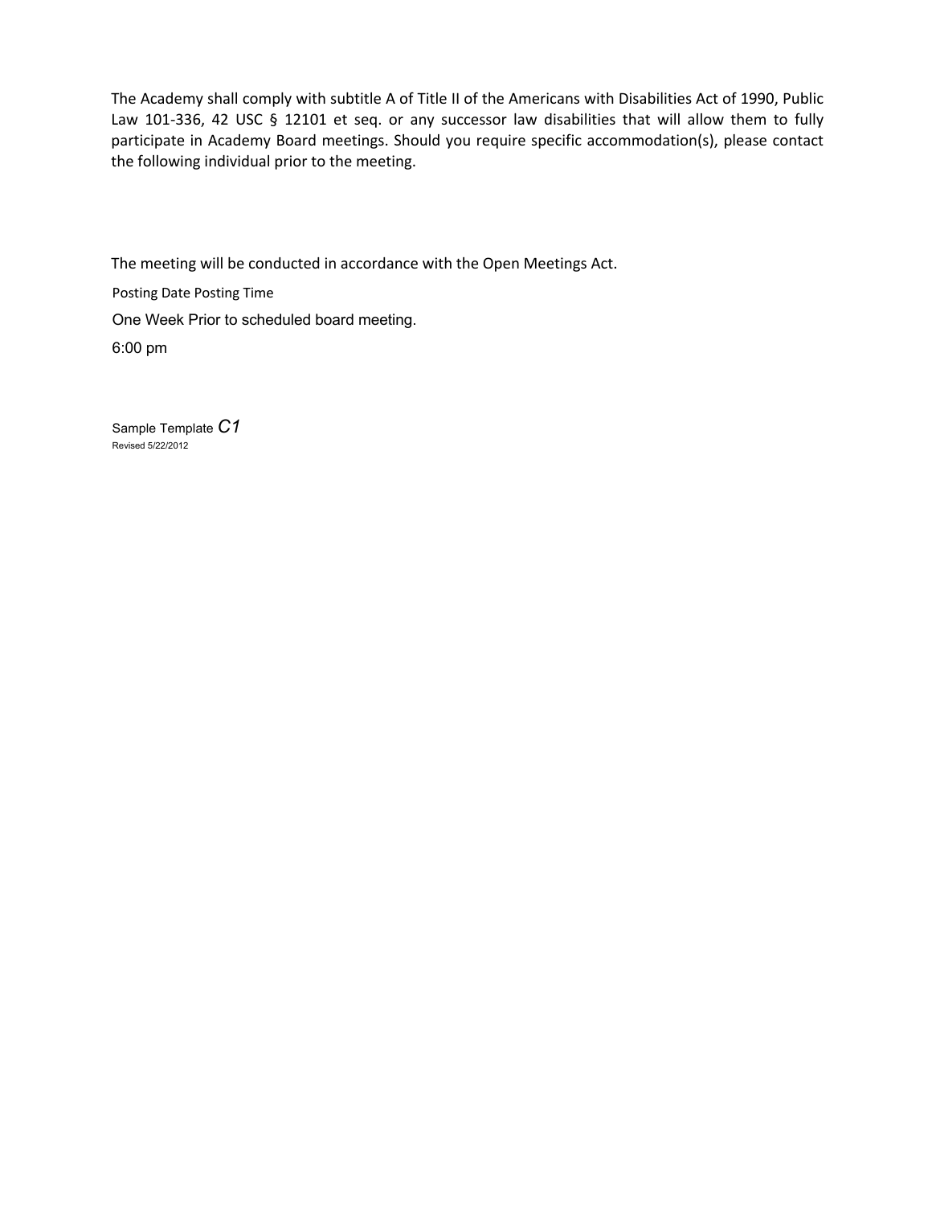The Academy shall comply with subtitle A of Title II of the Americans with Disabilities Act of 1990, Public Law 101-336, 42 USC § 12101 et seq. or any successor law disabilities that will allow them to fully participate in Academy Board meetings. Should you require specific accommodation(s), please contact the following individual prior to the meeting.

The meeting will be conducted in accordance with the Open Meetings Act.

Posting Date Posting Time

One Week Prior to scheduled board meeting.

6:00 pm

Sample Template *C1*

Revised 5/22/2012